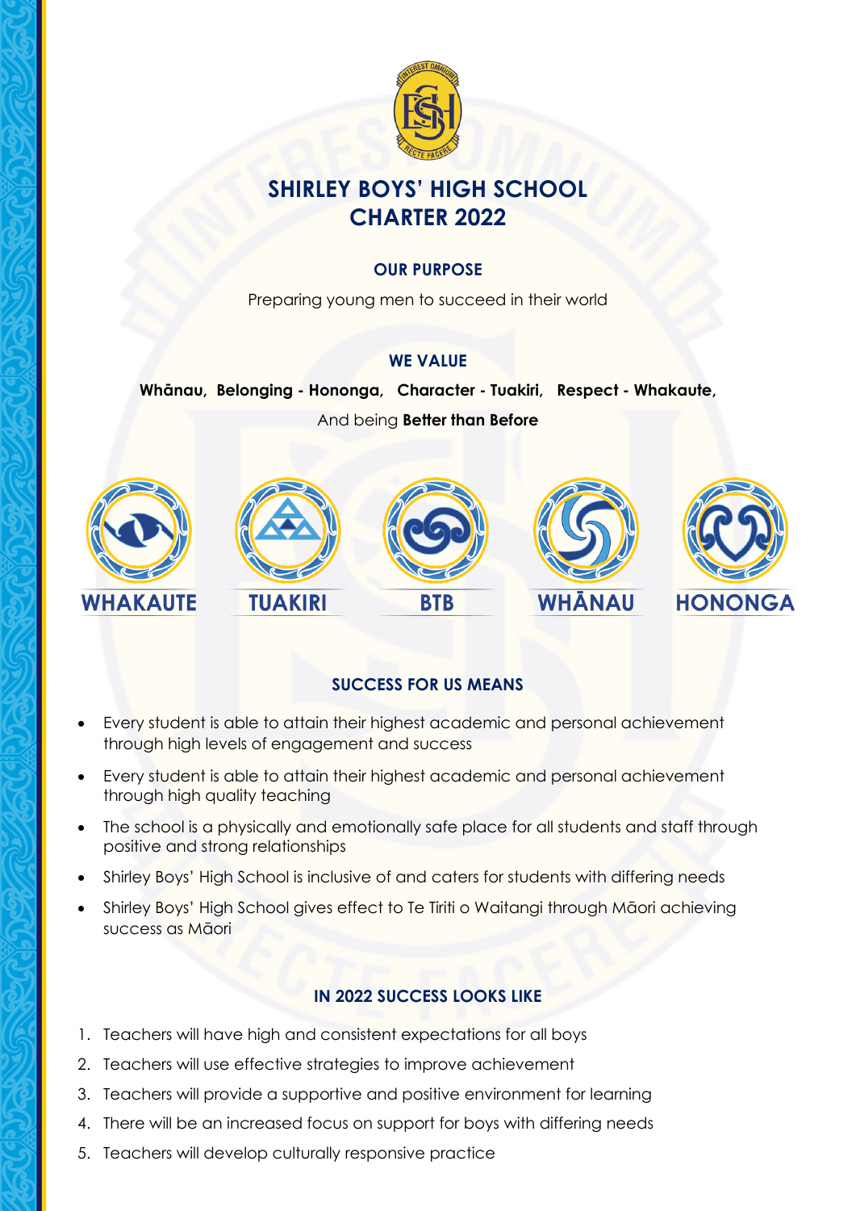# SHIRLEY BOYS' HIGH SCHOOL
# CHARTER 2022

## OUR PURPOSE

Preparing young men to succeed in their world

## WE VALUE

**Whānau, Belonging - Hononga, Character - Tuakiri, Respect - Whakaute,**

And being **Better than Before**

WHAKAUTE TUAKIRI BTB WHĀNAU HONONGA

## SUCCESS FOR US MEANS

- Every student is able to attain their highest academic and personal achievement through high levels of engagement and success
- Every student is able to attain their highest academic and personal achievement through high quality teaching
- The school is a physically and emotionally safe place for all students and staff through positive and strong relationships
- Shirley Boys' High School is inclusive of and caters for students with differing needs
- Shirley Boys' High School gives effect to Te Tiriti o Waitangi through Māori achieving success as Māori

## IN 2022 SUCCESS LOOKS LIKE

1. Teachers will have high and consistent expectations for all boys
2. Teachers will use effective strategies to improve achievement
3. Teachers will provide a supportive and positive environment for learning
4. There will be an increased focus on support for boys with differing needs
5. Teachers will develop culturally responsive practice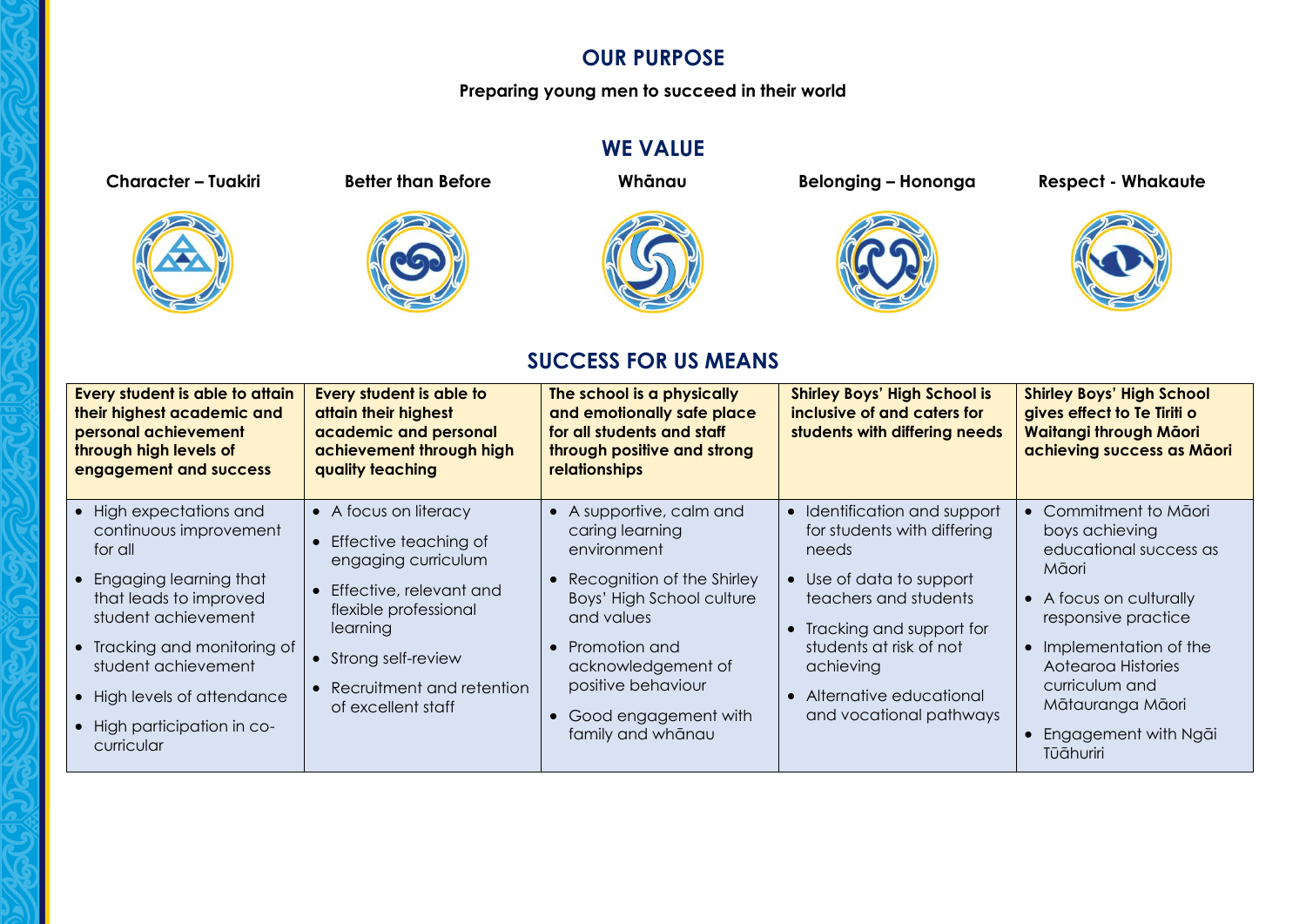## OUR PURPOSE

**Preparing young men to succeed in their world**

## WE VALUE

**Character – Tuakiri**

**Better than Before**

**Whānau**

**Belonging – Hononga**

**Respect - Whakaute**

## SUCCESS FOR US MEANS

| Every student is able to attain their highest academic and personal achievement through high levels of engagement and success | Every student is able to attain their highest academic and personal achievement through high quality teaching | The school is a physically and emotionally safe place for all students and staff through positive and strong relationships | Shirley Boys' High School is inclusive of and caters for students with differing needs | Shirley Boys' High School gives effect to Te Tiriti o Waitangi through Māori achieving success as Māori |
|---|---|---|---|---|
| • High expectations and continuous improvement for all<br>• Engaging learning that that leads to improved student achievement<br>• Tracking and monitoring of student achievement<br>• High levels of attendance<br>• High participation in co-curricular | • A focus on literacy<br>• Effective teaching of engaging curriculum<br>• Effective, relevant and flexible professional learning<br>• Strong self-review<br>• Recruitment and retention of excellent staff | • A supportive, calm and caring learning environment<br>• Recognition of the Shirley Boys' High School culture and values<br>• Promotion and acknowledgement of positive behaviour<br>• Good engagement with family and whānau | • Identification and support for students with differing needs<br>• Use of data to support teachers and students<br>• Tracking and support for students at risk of not achieving<br>• Alternative educational and vocational pathways | • Commitment to Māori boys achieving educational success as Māori<br>• A focus on culturally responsive practice<br>• Implementation of the Aotearoa Histories curriculum and Mātauranga Māori<br>• Engagement with Ngāi Tūāhuriri |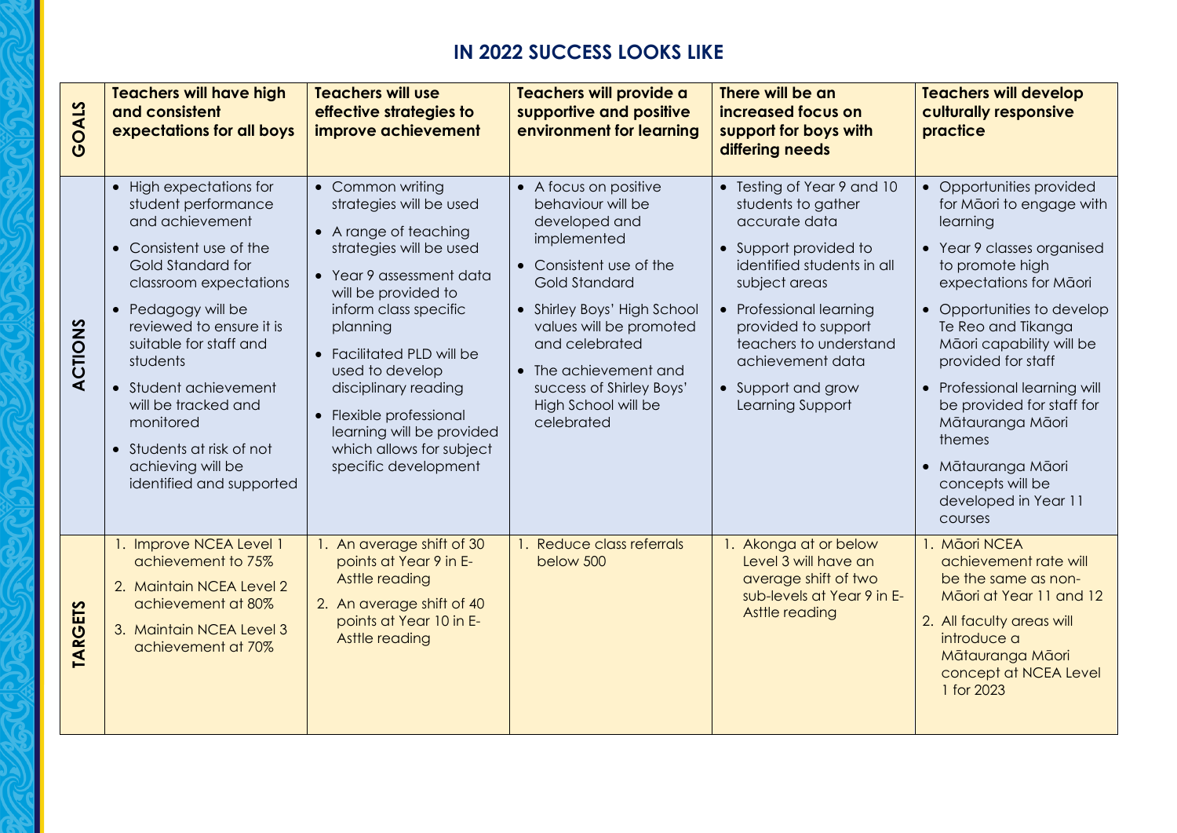## IN 2022 SUCCESS LOOKS LIKE

| | | | | | |
|---|---|---|---|---|---|
| **GOALS** | **Teachers will have high and consistent expectations for all boys** | **Teachers will use effective strategies to improve achievement** | **Teachers will provide a supportive and positive environment for learning** | **There will be an increased focus on support for boys with differing needs** | **Teachers will develop culturally responsive practice** |
| **ACTIONS** | • High expectations for student performance and achievement<br>• Consistent use of the Gold Standard for classroom expectations<br>• Pedagogy will be reviewed to ensure it is suitable for staff and students<br>• Student achievement will be tracked and monitored<br>• Students at risk of not achieving will be identified and supported | • Common writing strategies will be used<br>• A range of teaching strategies will be used<br>• Year 9 assessment data will be provided to inform class specific planning<br>• Facilitated PLD will be used to develop disciplinary reading<br>• Flexible professional learning will be provided which allows for subject specific development | • A focus on positive behaviour will be developed and implemented<br>• Consistent use of the Gold Standard<br>• Shirley Boys' High School values will be promoted and celebrated<br>• The achievement and success of Shirley Boys' High School will be celebrated | • Testing of Year 9 and 10 students to gather accurate data<br>• Support provided to identified students in all subject areas<br>• Professional learning provided to support teachers to understand achievement data<br>• Support and grow Learning Support | • Opportunities provided for Māori to engage with learning<br>• Year 9 classes organised to promote high expectations for Māori<br>• Opportunities to develop Te Reo and Tikanga Māori capability will be provided for staff<br>• Professional learning will be provided for staff for Mātauranga Māori themes<br>• Mātauranga Māori concepts will be developed in Year 11 courses |
| **TARGETS** | 1. Improve NCEA Level 1 achievement to 75%<br>2. Maintain NCEA Level 2 achievement at 80%<br>3. Maintain NCEA Level 3 achievement at 70% | 1. An average shift of 30 points at Year 9 in E-Asttle reading<br>2. An average shift of 40 points at Year 10 in E-Asttle reading | 1. Reduce class referrals below 500 | 1. Akonga at or below Level 3 will have an average shift of two sub-levels at Year 9 in E-Asttle reading | 1. Māori NCEA achievement rate will be the same as non-Māori at Year 11 and 12<br>2. All faculty areas will introduce a Mātauranga Māori concept at NCEA Level 1 for 2023 |